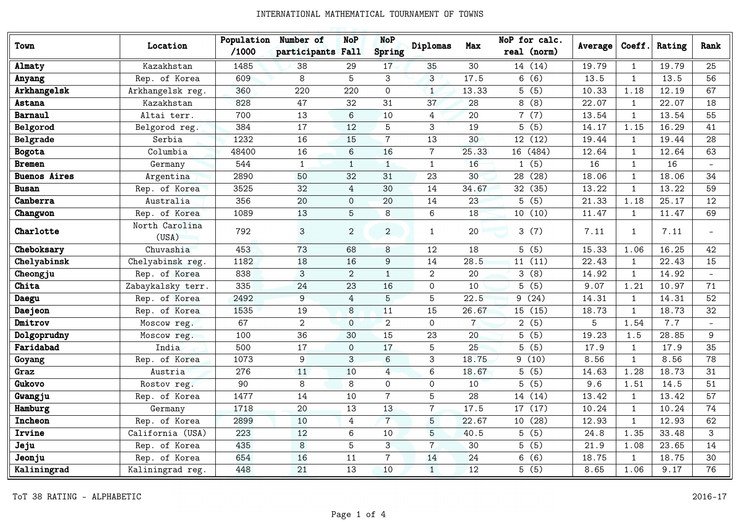# INTERNATIONAL MATHEMATICAL TOURNAMENT OF TOWNS

| Town | Location | Population /1000 | Number of participants | NoP Fall | NoP Spring | Diplomas | Max | NoP for calc. real (norm) | Average | Coeff. | Rating | Rank |
|---|---|---|---|---|---|---|---|---|---|---|---|---|
| **Almaty** | Kazakhstan | 1485 | 38 | 29 | 17 | 35 | 30 | 14 (14) | 19.79 | 1 | 19.79 | 25 |
| **Anyang** | Rep. of Korea | 609 | 8 | 5 | 3 | 3 | 17.5 | 6 (6) | 13.5 | 1 | 13.5 | 56 |
| **Arkhangelsk** | Arkhangelsk reg. | 360 | 220 | 220 | 0 | 1 | 13.33 | 5 (5) | 10.33 | 1.18 | 12.19 | 67 |
| **Astana** | Kazakhstan | 828 | 47 | 32 | 31 | 37 | 28 | 8 (8) | 22.07 | 1 | 22.07 | 18 |
| **Barnaul** | Altai terr. | 700 | 13 | 6 | 10 | 4 | 20 | 7 (7) | 13.54 | 1 | 13.54 | 55 |
| **Belgorod** | Belgorod reg. | 384 | 17 | 12 | 5 | 3 | 19 | 5 (5) | 14.17 | 1.15 | 16.29 | 41 |
| **Belgrade** | Serbia | 1232 | 16 | 15 | 7 | 13 | 30 | 12 (12) | 19.44 | 1 | 19.44 | 28 |
| **Bogota** | Columbia | 48400 | 16 | 6 | 16 | 7 | 25.33 | 16 (484) | 12.64 | 1 | 12.64 | 63 |
| **Bremen** | Germany | 544 | 1 | 1 | 1 | 1 | 16 | 1 (5) | 16 | 1 | 16 | - |
| **Buenos Aires** | Argentina | 2890 | 50 | 32 | 31 | 23 | 30 | 28 (28) | 18.06 | 1 | 18.06 | 34 |
| **Busan** | Rep. of Korea | 3525 | 32 | 4 | 30 | 14 | 34.67 | 32 (35) | 13.22 | 1 | 13.22 | 59 |
| **Canberra** | Australia | 356 | 20 | 0 | 20 | 14 | 23 | 5 (5) | 21.33 | 1.18 | 25.17 | 12 |
| **Changwon** | Rep. of Korea | 1089 | 13 | 5 | 8 | 6 | 18 | 10 (10) | 11.47 | 1 | 11.47 | 69 |
| **Charlotte** | North Carolina (USA) | 792 | 3 | 2 | 2 | 1 | 20 | 3 (7) | 7.11 | 1 | 7.11 | - |
| **Cheboksary** | Chuvashia | 453 | 73 | 68 | 8 | 12 | 18 | 5 (5) | 15.33 | 1.06 | 16.25 | 42 |
| **Chelyabinsk** | Chelyabinsk reg. | 1182 | 18 | 16 | 9 | 14 | 28.5 | 11 (11) | 22.43 | 1 | 22.43 | 15 |
| **Cheongju** | Rep. of Korea | 838 | 3 | 2 | 1 | 2 | 20 | 3 (8) | 14.92 | 1 | 14.92 | - |
| **Chita** | Zabaykalsky terr. | 335 | 24 | 23 | 16 | 0 | 10 | 5 (5) | 9.07 | 1.21 | 10.97 | 71 |
| **Daegu** | Rep. of Korea | 2492 | 9 | 4 | 5 | 5 | 22.5 | 9 (24) | 14.31 | 1 | 14.31 | 52 |
| **Daejeon** | Rep. of Korea | 1535 | 19 | 8 | 11 | 15 | 26.67 | 15 (15) | 18.73 | 1 | 18.73 | 32 |
| **Dmitrov** | Moscow reg. | 67 | 2 | 0 | 2 | 0 | 7 | 2 (5) | 5 | 1.54 | 7.7 | - |
| **Dolgoprudny** | Moscow reg. | 100 | 36 | 30 | 15 | 23 | 20 | 5 (5) | 19.23 | 1.5 | 28.85 | 9 |
| **Faridabad** | India | 500 | 17 | 0 | 17 | 5 | 25 | 5 (5) | 17.9 | 1 | 17.9 | 35 |
| **Goyang** | Rep. of Korea | 1073 | 9 | 3 | 6 | 3 | 18.75 | 9 (10) | 8.56 | 1 | 8.56 | 78 |
| **Graz** | Austria | 276 | 11 | 10 | 4 | 6 | 18.67 | 5 (5) | 14.63 | 1.28 | 18.73 | 31 |
| **Gukovo** | Rostov reg. | 90 | 8 | 8 | 0 | 0 | 10 | 5 (5) | 9.6 | 1.51 | 14.5 | 51 |
| **Gwangju** | Rep. of Korea | 1477 | 14 | 10 | 7 | 5 | 28 | 14 (14) | 13.42 | 1 | 13.42 | 57 |
| **Hamburg** | Germany | 1718 | 20 | 13 | 13 | 7 | 17.5 | 17 (17) | 10.24 | 1 | 10.24 | 74 |
| **Incheon** | Rep. of Korea | 2899 | 10 | 4 | 7 | 5 | 22.67 | 10 (28) | 12.93 | 1 | 12.93 | 62 |
| **Irvine** | California (USA) | 223 | 12 | 6 | 10 | 5 | 40.5 | 5 (5) | 24.8 | 1.35 | 33.48 | 3 |
| **Jeju** | Rep. of Korea | 435 | 8 | 5 | 3 | 7 | 30 | 5 (5) | 21.9 | 1.08 | 23.65 | 14 |
| **Jeonju** | Rep. of Korea | 654 | 16 | 11 | 7 | 14 | 24 | 6 (6) | 18.75 | 1 | 18.75 | 30 |
| **Kaliningrad** | Kaliningrad reg. | 448 | 21 | 13 | 10 | 1 | 12 | 5 (5) | 8.65 | 1.06 | 9.17 | 76 |

ToT 38 RATING - ALPHABETIC

2016-17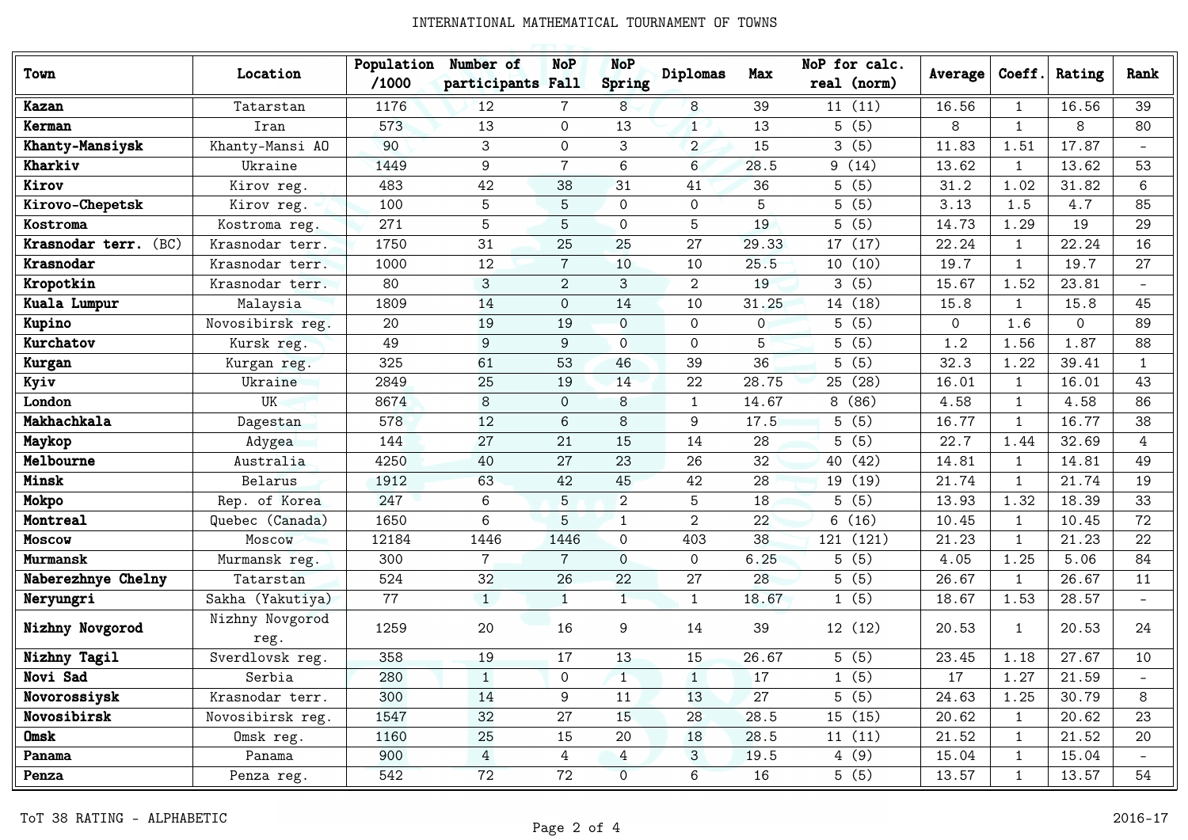| Town | Location | Population /1000 | Number of participants | NoP Fall | NoP Spring | Diplomas | Max | NoP for calc. real (norm) | Average | Coeff. | Rating | Rank |
|---|---|---|---|---|---|---|---|---|---|---|---|---|
| **Kazan** | Tatarstan | 1176 | 12 | 7 | 8 | 8 | 39 | 11 (11) | 16.56 | 1 | 16.56 | 39 |
| **Kerman** | Iran | 573 | 13 | 0 | 13 | 1 | 13 | 5 (5) | 8 | 1 | 8 | 80 |
| **Khanty-Mansiysk** | Khanty-Mansi AO | 90 | 3 | 0 | 3 | 2 | 15 | 3 (5) | 11.83 | 1.51 | 17.87 | - |
| **Kharkiv** | Ukraine | 1449 | 9 | 7 | 6 | 6 | 28.5 | 9 (14) | 13.62 | 1 | 13.62 | 53 |
| **Kirov** | Kirov reg. | 483 | 42 | 38 | 31 | 41 | 36 | 5 (5) | 31.2 | 1.02 | 31.82 | 6 |
| **Kirovo-Chepetsk** | Kirov reg. | 100 | 5 | 5 | 0 | 0 | 5 | 5 (5) | 3.13 | 1.5 | 4.7 | 85 |
| **Kostroma** | Kostroma reg. | 271 | 5 | 5 | 0 | 5 | 19 | 5 (5) | 14.73 | 1.29 | 19 | 29 |
| **Krasnodar terr.** (BC) | Krasnodar terr. | 1750 | 31 | 25 | 25 | 27 | 29.33 | 17 (17) | 22.24 | 1 | 22.24 | 16 |
| **Krasnodar** | Krasnodar terr. | 1000 | 12 | 7 | 10 | 10 | 25.5 | 10 (10) | 19.7 | 1 | 19.7 | 27 |
| **Kropotkin** | Krasnodar terr. | 80 | 3 | 2 | 3 | 2 | 19 | 3 (5) | 15.67 | 1.52 | 23.81 | - |
| **Kuala Lumpur** | Malaysia | 1809 | 14 | 0 | 14 | 10 | 31.25 | 14 (18) | 15.8 | 1 | 15.8 | 45 |
| **Kupino** | Novosibirsk reg. | 20 | 19 | 19 | 0 | 0 | 0 | 5 (5) | 0 | 1.6 | 0 | 89 |
| **Kurchatov** | Kursk reg. | 49 | 9 | 9 | 0 | 0 | 5 | 5 (5) | 1.2 | 1.56 | 1.87 | 88 |
| **Kurgan** | Kurgan reg. | 325 | 61 | 53 | 46 | 39 | 36 | 5 (5) | 32.3 | 1.22 | 39.41 | 1 |
| **Kyiv** | Ukraine | 2849 | 25 | 19 | 14 | 22 | 28.75 | 25 (28) | 16.01 | 1 | 16.01 | 43 |
| **London** | UK | 8674 | 8 | 0 | 8 | 1 | 14.67 | 8 (86) | 4.58 | 1 | 4.58 | 86 |
| **Makhachkala** | Dagestan | 578 | 12 | 6 | 8 | 9 | 17.5 | 5 (5) | 16.77 | 1 | 16.77 | 38 |
| **Maykop** | Adygea | 144 | 27 | 21 | 15 | 14 | 28 | 5 (5) | 22.7 | 1.44 | 32.69 | 4 |
| **Melbourne** | Australia | 4250 | 40 | 27 | 23 | 26 | 32 | 40 (42) | 14.81 | 1 | 14.81 | 49 |
| **Minsk** | Belarus | 1912 | 63 | 42 | 45 | 42 | 28 | 19 (19) | 21.74 | 1 | 21.74 | 19 |
| **Mokpo** | Rep. of Korea | 247 | 6 | 5 | 2 | 5 | 18 | 5 (5) | 13.93 | 1.32 | 18.39 | 33 |
| **Montreal** | Quebec (Canada) | 1650 | 6 | 5 | 1 | 2 | 22 | 6 (16) | 10.45 | 1 | 10.45 | 72 |
| **Moscow** | Moscow | 12184 | 1446 | 1446 | 0 | 403 | 38 | 121 (121) | 21.23 | 1 | 21.23 | 22 |
| **Murmansk** | Murmansk reg. | 300 | 7 | 7 | 0 | 0 | 6.25 | 5 (5) | 4.05 | 1.25 | 5.06 | 84 |
| **Naberezhnye Chelny** | Tatarstan | 524 | 32 | 26 | 22 | 27 | 28 | 5 (5) | 26.67 | 1 | 26.67 | 11 |
| **Neryungri** | Sakha (Yakutiya) | 77 | 1 | 1 | 1 | 1 | 18.67 | 1 (5) | 18.67 | 1.53 | 28.57 | - |
| **Nizhny Novgorod** | Nizhny Novgorod reg. | 1259 | 20 | 16 | 9 | 14 | 39 | 12 (12) | 20.53 | 1 | 20.53 | 24 |
| **Nizhny Tagil** | Sverdlovsk reg. | 358 | 19 | 17 | 13 | 15 | 26.67 | 5 (5) | 23.45 | 1.18 | 27.67 | 10 |
| **Novi Sad** | Serbia | 280 | 1 | 0 | 1 | 1 | 17 | 1 (5) | 17 | 1.27 | 21.59 | - |
| **Novorossiysk** | Krasnodar terr. | 300 | 14 | 9 | 11 | 13 | 27 | 5 (5) | 24.63 | 1.25 | 30.79 | 8 |
| **Novosibirsk** | Novosibirsk reg. | 1547 | 32 | 27 | 15 | 28 | 28.5 | 15 (15) | 20.62 | 1 | 20.62 | 23 |
| **Omsk** | Omsk reg. | 1160 | 25 | 15 | 20 | 18 | 28.5 | 11 (11) | 21.52 | 1 | 21.52 | 20 |
| **Panama** | Panama | 900 | 4 | 4 | 4 | 3 | 19.5 | 4 (9) | 15.04 | 1 | 15.04 | - |
| **Penza** | Penza reg. | 542 | 72 | 72 | 0 | 6 | 16 | 5 (5) | 13.57 | 1 | 13.57 | 54 |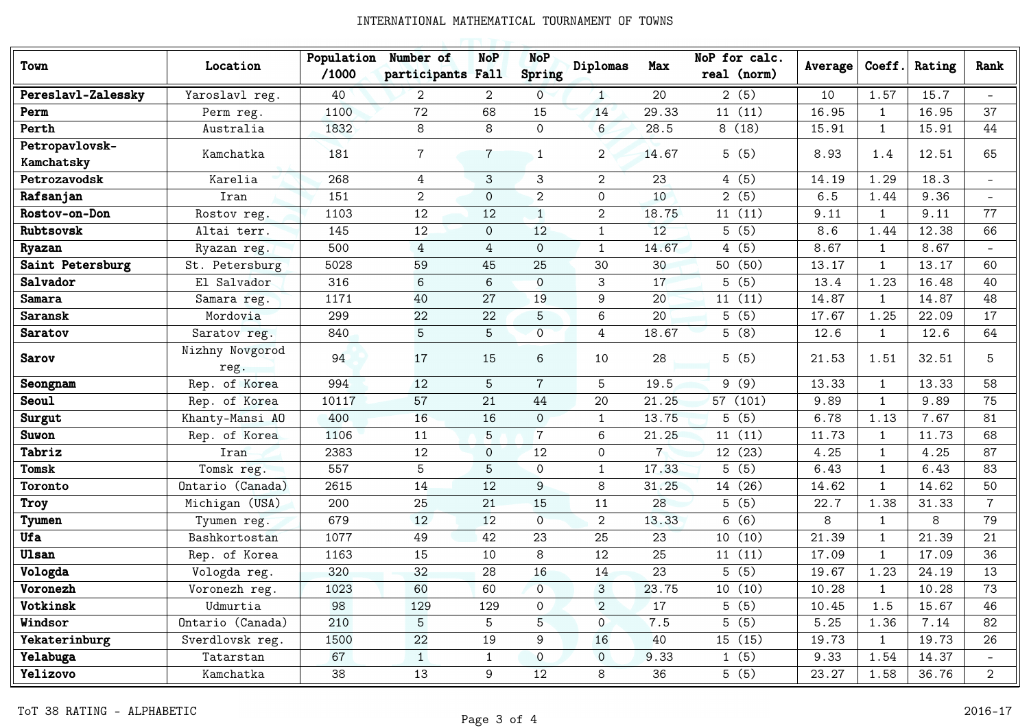| Town | Location | Population /1000 | Number of participants | NoP Fall | NoP Spring | Diplomas | Max | NoP for calc. real (norm) | Average | Coeff. | Rating | Rank |
|---|---|---|---|---|---|---|---|---|---|---|---|---|
| **Pereslavl-Zalessky** | Yaroslavl reg. | 40 | 2 | 2 | 0 | 1 | 20 | 2 (5) | 10 | 1.57 | 15.7 | - |
| **Perm** | Perm reg. | 1100 | 72 | 68 | 15 | 14 | 29.33 | 11 (11) | 16.95 | 1 | 16.95 | 37 |
| **Perth** | Australia | 1832 | 8 | 8 | 0 | 6 | 28.5 | 8 (18) | 15.91 | 1 | 15.91 | 44 |
| **Petropavlovsk-Kamchatsky** | Kamchatka | 181 | 7 | 7 | 1 | 2 | 14.67 | 5 (5) | 8.93 | 1.4 | 12.51 | 65 |
| **Petrozavodsk** | Karelia | 268 | 4 | 3 | 3 | 2 | 23 | 4 (5) | 14.19 | 1.29 | 18.3 | - |
| **Rafsanjan** | Iran | 151 | 2 | 0 | 2 | 0 | 10 | 2 (5) | 6.5 | 1.44 | 9.36 | - |
| **Rostov-on-Don** | Rostov reg. | 1103 | 12 | 12 | 1 | 2 | 18.75 | 11 (11) | 9.11 | 1 | 9.11 | 77 |
| **Rubtsovsk** | Altai terr. | 145 | 12 | 0 | 12 | 1 | 12 | 5 (5) | 8.6 | 1.44 | 12.38 | 66 |
| **Ryazan** | Ryazan reg. | 500 | 4 | 4 | 0 | 1 | 14.67 | 4 (5) | 8.67 | 1 | 8.67 | - |
| **Saint Petersburg** | St. Petersburg | 5028 | 59 | 45 | 25 | 30 | 30 | 50 (50) | 13.17 | 1 | 13.17 | 60 |
| **Salvador** | El Salvador | 316 | 6 | 6 | 0 | 3 | 17 | 5 (5) | 13.4 | 1.23 | 16.48 | 40 |
| **Samara** | Samara reg. | 1171 | 40 | 27 | 19 | 9 | 20 | 11 (11) | 14.87 | 1 | 14.87 | 48 |
| **Saransk** | Mordovia | 299 | 22 | 22 | 5 | 6 | 20 | 5 (5) | 17.67 | 1.25 | 22.09 | 17 |
| **Saratov** | Saratov reg. | 840 | 5 | 5 | 0 | 4 | 18.67 | 5 (8) | 12.6 | 1 | 12.6 | 64 |
| **Sarov** | Nizhny Novgorod reg. | 94 | 17 | 15 | 6 | 10 | 28 | 5 (5) | 21.53 | 1.51 | 32.51 | 5 |
| **Seongnam** | Rep. of Korea | 994 | 12 | 5 | 7 | 5 | 19.5 | 9 (9) | 13.33 | 1 | 13.33 | 58 |
| **Seoul** | Rep. of Korea | 10117 | 57 | 21 | 44 | 20 | 21.25 | 57 (101) | 9.89 | 1 | 9.89 | 75 |
| **Surgut** | Khanty-Mansi AO | 400 | 16 | 16 | 0 | 1 | 13.75 | 5 (5) | 6.78 | 1.13 | 7.67 | 81 |
| **Suwon** | Rep. of Korea | 1106 | 11 | 5 | 7 | 6 | 21.25 | 11 (11) | 11.73 | 1 | 11.73 | 68 |
| **Tabriz** | Iran | 2383 | 12 | 0 | 12 | 0 | 7 | 12 (23) | 4.25 | 1 | 4.25 | 87 |
| **Tomsk** | Tomsk reg. | 557 | 5 | 5 | 0 | 1 | 17.33 | 5 (5) | 6.43 | 1 | 6.43 | 83 |
| **Toronto** | Ontario (Canada) | 2615 | 14 | 12 | 9 | 8 | 31.25 | 14 (26) | 14.62 | 1 | 14.62 | 50 |
| **Troy** | Michigan (USA) | 200 | 25 | 21 | 15 | 11 | 28 | 5 (5) | 22.7 | 1.38 | 31.33 | 7 |
| **Tyumen** | Tyumen reg. | 679 | 12 | 12 | 0 | 2 | 13.33 | 6 (6) | 8 | 1 | 8 | 79 |
| **Ufa** | Bashkortostan | 1077 | 49 | 42 | 23 | 25 | 23 | 10 (10) | 21.39 | 1 | 21.39 | 21 |
| **Ulsan** | Rep. of Korea | 1163 | 15 | 10 | 8 | 12 | 25 | 11 (11) | 17.09 | 1 | 17.09 | 36 |
| **Vologda** | Vologda reg. | 320 | 32 | 28 | 16 | 14 | 23 | 5 (5) | 19.67 | 1.23 | 24.19 | 13 |
| **Voronezh** | Voronezh reg. | 1023 | 60 | 60 | 0 | 3 | 23.75 | 10 (10) | 10.28 | 1 | 10.28 | 73 |
| **Votkinsk** | Udmurtia | 98 | 129 | 129 | 0 | 2 | 17 | 5 (5) | 10.45 | 1.5 | 15.67 | 46 |
| **Windsor** | Ontario (Canada) | 210 | 5 | 5 | 5 | 0 | 7.5 | 5 (5) | 5.25 | 1.36 | 7.14 | 82 |
| **Yekaterinburg** | Sverdlovsk reg. | 1500 | 22 | 19 | 9 | 16 | 40 | 15 (15) | 19.73 | 1 | 19.73 | 26 |
| **Yelabuga** | Tatarstan | 67 | 1 | 1 | 0 | 0 | 9.33 | 1 (5) | 9.33 | 1.54 | 14.37 | - |
| **Yelizovo** | Kamchatka | 38 | 13 | 9 | 12 | 8 | 36 | 5 (5) | 23.27 | 1.58 | 36.76 | 2 |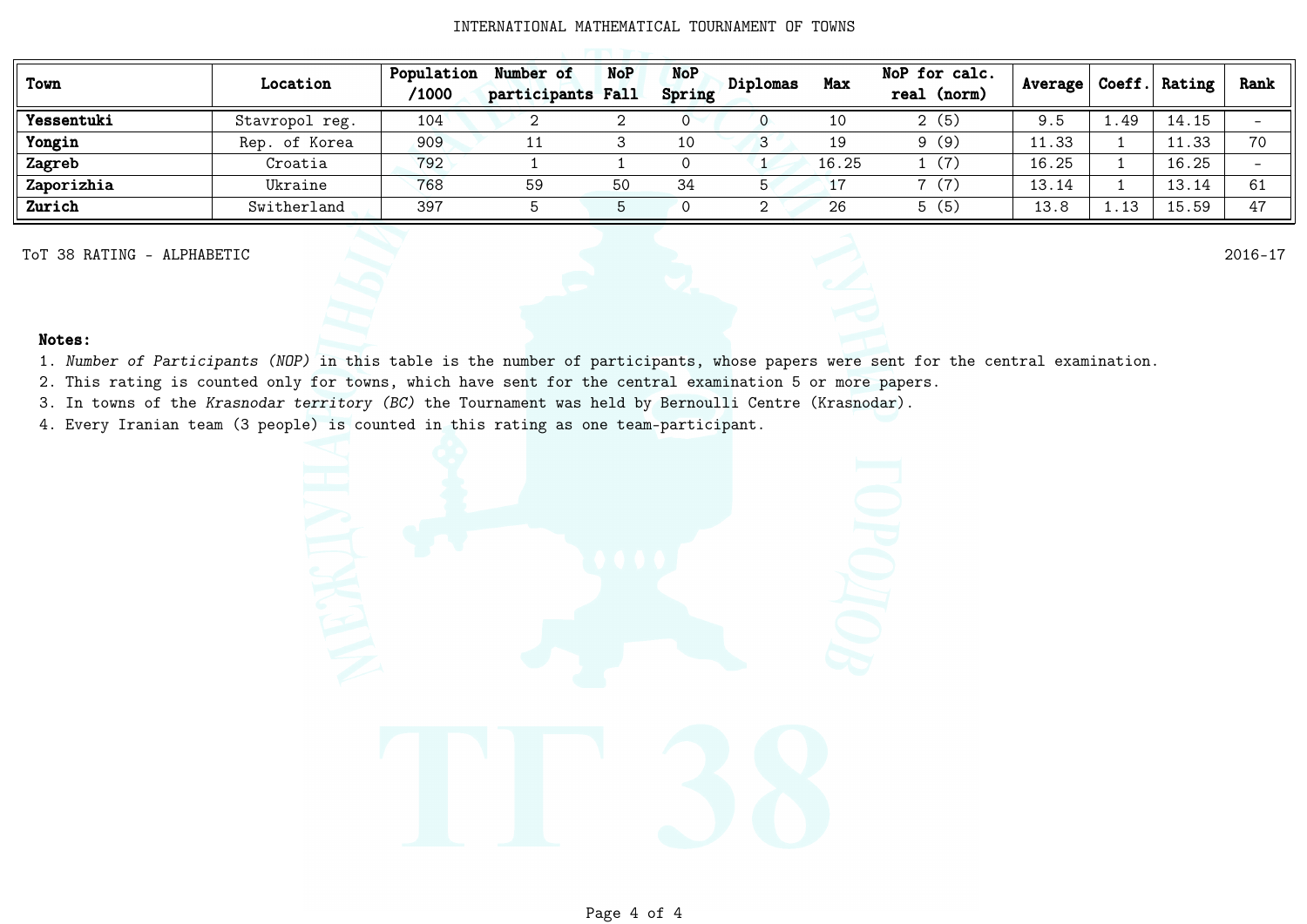| Town | Location | Population /1000 | Number of participants | NoP Fall | NoP Spring | Diplomas | Max | NoP for calc. real (norm) | Average | Coeff. | Rating | Rank |
|---|---|---|---|---|---|---|---|---|---|---|---|---|
| **Yessentuki** | Stavropol reg. | 104 | 2 | 2 | 0 | 0 | 10 | 2 (5) | 9.5 | 1.49 | 14.15 | - |
| **Yongin** | Rep. of Korea | 909 | 11 | 3 | 10 | 3 | 19 | 9 (9) | 11.33 | 1 | 11.33 | 70 |
| **Zagreb** | Croatia | 792 | 1 | 1 | 0 | 1 | 16.25 | 1 (7) | 16.25 | 1 | 16.25 | - |
| **Zaporizhia** | Ukraine | 768 | 59 | 50 | 34 | 5 | 17 | 7 (7) | 13.14 | 1 | 13.14 | 61 |
| **Zurich** | Switherland | 397 | 5 | 5 | 0 | 2 | 26 | 5 (5) | 13.8 | 1.13 | 15.59 | 47 |

ToT 38 RATING - ALPHABETIC

2016-17

**Notes:**

1. *Number of Participants (NOP)* in this table is the number of participants, whose papers were sent for the central examination.
2. This rating is counted only for towns, which have sent for the central examination 5 or more papers.
3. In towns of the *Krasnodar territory (BC)* the Tournament was held by Bernoulli Centre (Krasnodar).
4. Every Iranian team (3 people) is counted in this rating as one team-participant.